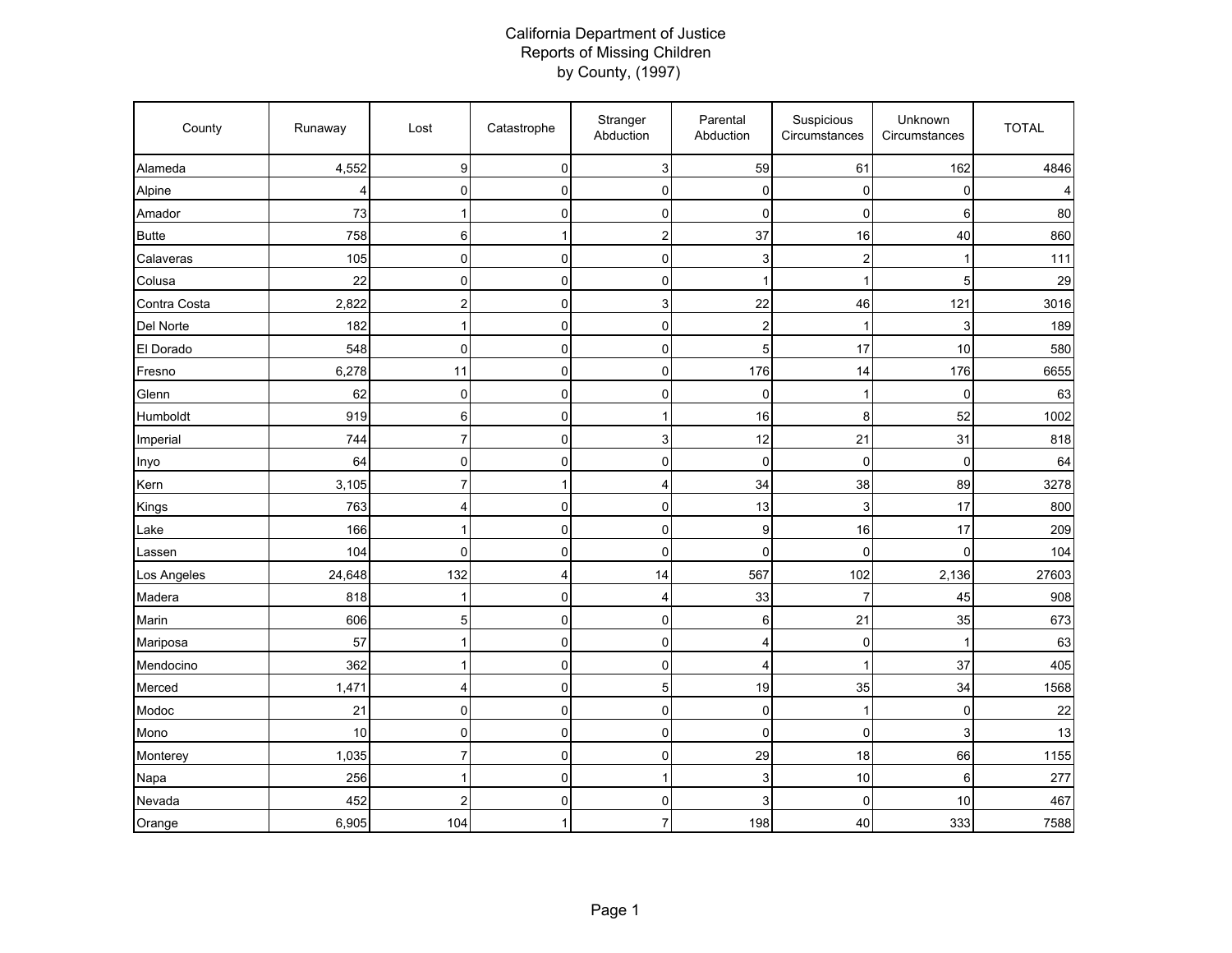# California Department of Justice
## Reports of Missing Children
## by County, (1997)

| County | Runaway | Lost | Catastrophe | Stranger Abduction | Parental Abduction | Suspicious Circumstances | Unknown Circumstances | TOTAL |
|---|---|---|---|---|---|---|---|---|
| Alameda | 4,552 | 9 | 0 | 3 | 59 | 61 | 162 | 4846 |
| Alpine | 4 | 0 | 0 | 0 | 0 | 0 | 0 | 4 |
| Amador | 73 | 1 | 0 | 0 | 0 | 0 | 6 | 80 |
| Butte | 758 | 6 | 1 | 2 | 37 | 16 | 40 | 860 |
| Calaveras | 105 | 0 | 0 | 0 | 3 | 2 | 1 | 111 |
| Colusa | 22 | 0 | 0 | 0 | 1 | 1 | 5 | 29 |
| Contra Costa | 2,822 | 2 | 0 | 3 | 22 | 46 | 121 | 3016 |
| Del Norte | 182 | 1 | 0 | 0 | 2 | 1 | 3 | 189 |
| El Dorado | 548 | 0 | 0 | 0 | 5 | 17 | 10 | 580 |
| Fresno | 6,278 | 11 | 0 | 0 | 176 | 14 | 176 | 6655 |
| Glenn | 62 | 0 | 0 | 0 | 0 | 1 | 0 | 63 |
| Humboldt | 919 | 6 | 0 | 1 | 16 | 8 | 52 | 1002 |
| Imperial | 744 | 7 | 0 | 3 | 12 | 21 | 31 | 818 |
| Inyo | 64 | 0 | 0 | 0 | 0 | 0 | 0 | 64 |
| Kern | 3,105 | 7 | 1 | 4 | 34 | 38 | 89 | 3278 |
| Kings | 763 | 4 | 0 | 0 | 13 | 3 | 17 | 800 |
| Lake | 166 | 1 | 0 | 0 | 9 | 16 | 17 | 209 |
| Lassen | 104 | 0 | 0 | 0 | 0 | 0 | 0 | 104 |
| Los Angeles | 24,648 | 132 | 4 | 14 | 567 | 102 | 2,136 | 27603 |
| Madera | 818 | 1 | 0 | 4 | 33 | 7 | 45 | 908 |
| Marin | 606 | 5 | 0 | 0 | 6 | 21 | 35 | 673 |
| Mariposa | 57 | 1 | 0 | 0 | 4 | 0 | 1 | 63 |
| Mendocino | 362 | 1 | 0 | 0 | 4 | 1 | 37 | 405 |
| Merced | 1,471 | 4 | 0 | 5 | 19 | 35 | 34 | 1568 |
| Modoc | 21 | 0 | 0 | 0 | 0 | 1 | 0 | 22 |
| Mono | 10 | 0 | 0 | 0 | 0 | 0 | 3 | 13 |
| Monterey | 1,035 | 7 | 0 | 0 | 29 | 18 | 66 | 1155 |
| Napa | 256 | 1 | 0 | 1 | 3 | 10 | 6 | 277 |
| Nevada | 452 | 2 | 0 | 0 | 3 | 0 | 10 | 467 |
| Orange | 6,905 | 104 | 1 | 7 | 198 | 40 | 333 | 7588 |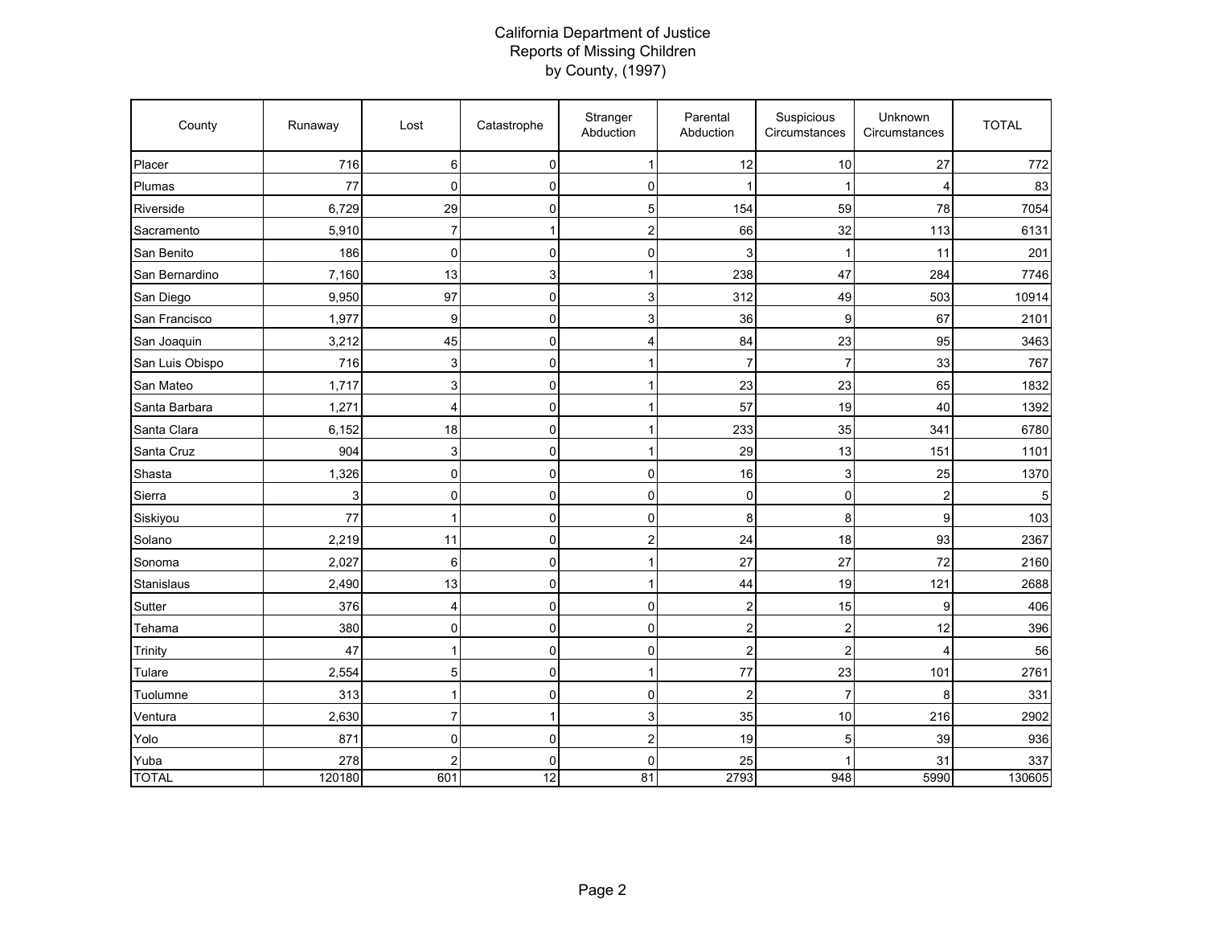# California Department of Justice
## Reports of Missing Children
## by County, (1997)

| County | Runaway | Lost | Catastrophe | Stranger Abduction | Parental Abduction | Suspicious Circumstances | Unknown Circumstances | TOTAL |
|---|---|---|---|---|---|---|---|---|
| Placer | 716 | 6 | 0 | 1 | 12 | 10 | 27 | 772 |
| Plumas | 77 | 0 | 0 | 0 | 1 | 1 | 4 | 83 |
| Riverside | 6,729 | 29 | 0 | 5 | 154 | 59 | 78 | 7054 |
| Sacramento | 5,910 | 7 | 1 | 2 | 66 | 32 | 113 | 6131 |
| San Benito | 186 | 0 | 0 | 0 | 3 | 1 | 11 | 201 |
| San Bernardino | 7,160 | 13 | 3 | 1 | 238 | 47 | 284 | 7746 |
| San Diego | 9,950 | 97 | 0 | 3 | 312 | 49 | 503 | 10914 |
| San Francisco | 1,977 | 9 | 0 | 3 | 36 | 9 | 67 | 2101 |
| San Joaquin | 3,212 | 45 | 0 | 4 | 84 | 23 | 95 | 3463 |
| San Luis Obispo | 716 | 3 | 0 | 1 | 7 | 7 | 33 | 767 |
| San Mateo | 1,717 | 3 | 0 | 1 | 23 | 23 | 65 | 1832 |
| Santa Barbara | 1,271 | 4 | 0 | 1 | 57 | 19 | 40 | 1392 |
| Santa Clara | 6,152 | 18 | 0 | 1 | 233 | 35 | 341 | 6780 |
| Santa Cruz | 904 | 3 | 0 | 1 | 29 | 13 | 151 | 1101 |
| Shasta | 1,326 | 0 | 0 | 0 | 16 | 3 | 25 | 1370 |
| Sierra | 3 | 0 | 0 | 0 | 0 | 0 | 2 | 5 |
| Siskiyou | 77 | 1 | 0 | 0 | 8 | 8 | 9 | 103 |
| Solano | 2,219 | 11 | 0 | 2 | 24 | 18 | 93 | 2367 |
| Sonoma | 2,027 | 6 | 0 | 1 | 27 | 27 | 72 | 2160 |
| Stanislaus | 2,490 | 13 | 0 | 1 | 44 | 19 | 121 | 2688 |
| Sutter | 376 | 4 | 0 | 0 | 2 | 15 | 9 | 406 |
| Tehama | 380 | 0 | 0 | 0 | 2 | 2 | 12 | 396 |
| Trinity | 47 | 1 | 0 | 0 | 2 | 2 | 4 | 56 |
| Tulare | 2,554 | 5 | 0 | 1 | 77 | 23 | 101 | 2761 |
| Tuolumne | 313 | 1 | 0 | 0 | 2 | 7 | 8 | 331 |
| Ventura | 2,630 | 7 | 1 | 3 | 35 | 10 | 216 | 2902 |
| Yolo | 871 | 0 | 0 | 2 | 19 | 5 | 39 | 936 |
| Yuba | 278 | 2 | 0 | 0 | 25 | 1 | 31 | 337 |
| TOTAL | 120180 | 601 | 12 | 81 | 2793 | 948 | 5990 | 130605 |